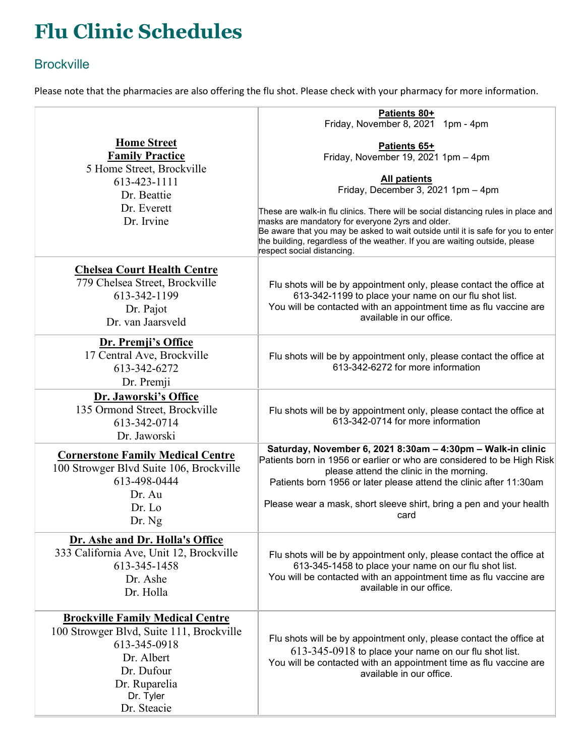# Flu Clinic Schedules

## Brockville

Please note that the pharmacies are also offering the flu shot. Please check with your pharmacy for more information.

| Clinic | Details |
|---|---|
| **Home Street Family Practice**<br>5 Home Street, Brockville<br>613-423-1111<br>Dr. Beattie<br>Dr. Everett<br>Dr. Irvine | **Patients 80+**<br>Friday, November 8, 2021 1pm - 4pm<br><br>**Patients 65+**<br>Friday, November 19, 2021 1pm – 4pm<br><br>**All patients**<br>Friday, December 3, 2021 1pm – 4pm<br><br>These are walk-in flu clinics. There will be social distancing rules in place and masks are mandatory for everyone 2yrs and older.<br>Be aware that you may be asked to wait outside until it is safe for you to enter the building, regardless of the weather. If you are waiting outside, please respect social distancing. |
| **Chelsea Court Health Centre**<br>779 Chelsea Street, Brockville<br>613-342-1199<br>Dr. Pajot<br>Dr. van Jaarsveld | Flu shots will be by appointment only, please contact the office at 613-342-1199 to place your name on our flu shot list.<br>You will be contacted with an appointment time as flu vaccine are available in our office. |
| **Dr. Premji's Office**<br>17 Central Ave, Brockville<br>613-342-6272<br>Dr. Premji | Flu shots will be by appointment only, please contact the office at 613-342-6272 for more information |
| **Dr. Jaworski's Office**<br>135 Ormond Street, Brockville<br>613-342-0714<br>Dr. Jaworski | Flu shots will be by appointment only, please contact the office at 613-342-0714 for more information |
| **Cornerstone Family Medical Centre**<br>100 Strowger Blvd Suite 106, Brockville<br>613-498-0444<br>Dr. Au<br>Dr. Lo<br>Dr. Ng | **Saturday, November 6, 2021 8:30am – 4:30pm – Walk-in clinic**<br>Patients born in 1956 or earlier or who are considered to be High Risk please attend the clinic in the morning.<br>Patients born 1956 or later please attend the clinic after 11:30am<br><br>Please wear a mask, short sleeve shirt, bring a pen and your health card |
| **Dr. Ashe and Dr. Holla's Office**<br>333 California Ave, Unit 12, Brockville<br>613-345-1458<br>Dr. Ashe<br>Dr. Holla | Flu shots will be by appointment only, please contact the office at 613-345-1458 to place your name on our flu shot list.<br>You will be contacted with an appointment time as flu vaccine are available in our office. |
| **Brockville Family Medical Centre**<br>100 Strowger Blvd, Suite 111, Brockville<br>613-345-0918<br>Dr. Albert<br>Dr. Dufour<br>Dr. Ruparelia<br>Dr. Tyler<br>Dr. Steacie | Flu shots will be by appointment only, please contact the office at 613-345-0918 to place your name on our flu shot list.<br>You will be contacted with an appointment time as flu vaccine are available in our office. |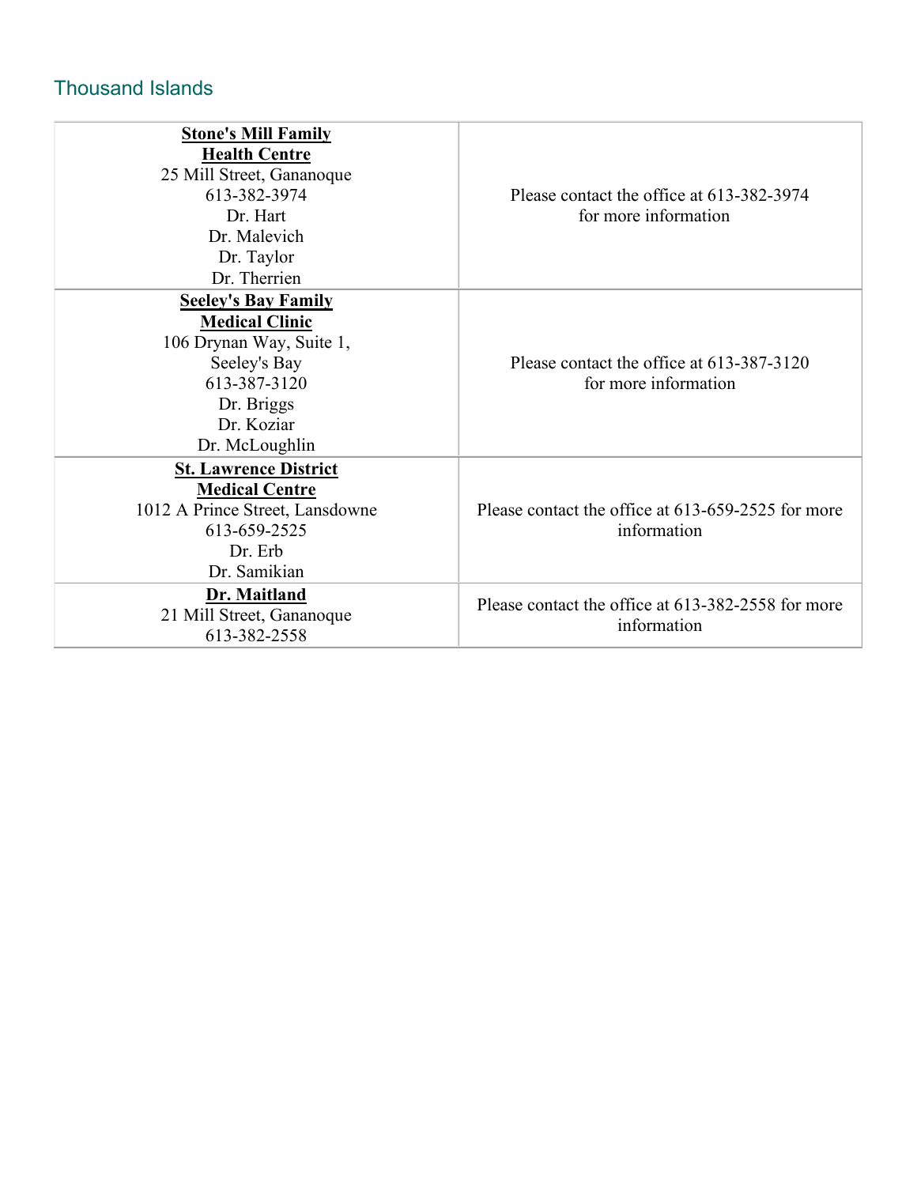## Thousand Islands

| | |
|---|---|
| **Stone's Mill Family Health Centre**<br>25 Mill Street, Gananoque<br>613-382-3974<br>Dr. Hart<br>Dr. Malevich<br>Dr. Taylor<br>Dr. Therrien | Please contact the office at 613-382-3974 for more information |
| **Seeley's Bay Family Medical Clinic**<br>106 Drynan Way, Suite 1, Seeley's Bay<br>613-387-3120<br>Dr. Briggs<br>Dr. Koziar<br>Dr. McLoughlin | Please contact the office at 613-387-3120 for more information |
| **St. Lawrence District Medical Centre**<br>1012 A Prince Street, Lansdowne<br>613-659-2525<br>Dr. Erb<br>Dr. Samikian | Please contact the office at 613-659-2525 for more information |
| **Dr. Maitland**<br>21 Mill Street, Gananoque<br>613-382-2558 | Please contact the office at 613-382-2558 for more information |